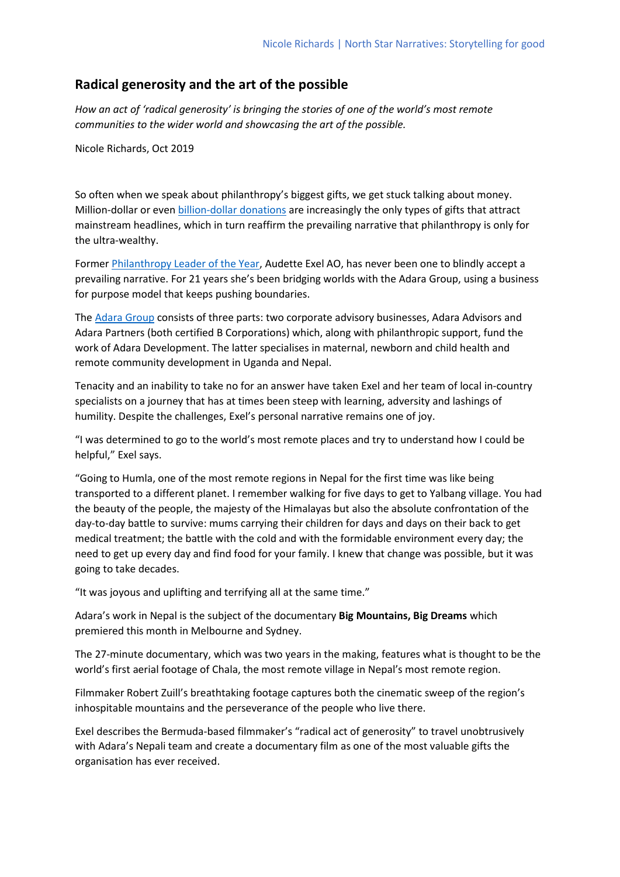## Radical generosity and the art of the possible

*How an act of 'radical generosity' is bringing the stories of one of the world's most remote communities to the wider world and showcasing the art of the possible.*

Nicole Richards, Oct 2019

So often when we speak about philanthropy's biggest gifts, we get stuck talking about money. Million-dollar or even billion-dollar donations are increasingly the only types of gifts that attract mainstream headlines, which in turn reaffirm the prevailing narrative that philanthropy is only for the ultra-wealthy.

Former Philanthropy Leader of the Year, Audette Exel AO, has never been one to blindly accept a prevailing narrative. For 21 years she's been bridging worlds with the Adara Group, using a business for purpose model that keeps pushing boundaries.

The Adara Group consists of three parts: two corporate advisory businesses, Adara Advisors and Adara Partners (both certified B Corporations) which, along with philanthropic support, fund the work of Adara Development. The latter specialises in maternal, newborn and child health and remote community development in Uganda and Nepal.

Tenacity and an inability to take no for an answer have taken Exel and her team of local in-country specialists on a journey that has at times been steep with learning, adversity and lashings of humility. Despite the challenges, Exel's personal narrative remains one of joy.

"I was determined to go to the world's most remote places and try to understand how I could be helpful," Exel says.

"Going to Humla, one of the most remote regions in Nepal for the first time was like being transported to a different planet. I remember walking for five days to get to Yalbang village. You had the beauty of the people, the majesty of the Himalayas but also the absolute confrontation of the day-to-day battle to survive: mums carrying their children for days and days on their back to get medical treatment; the battle with the cold and with the formidable environment every day; the need to get up every day and find food for your family. I knew that change was possible, but it was going to take decades.

"It was joyous and uplifting and terrifying all at the same time."

Adara's work in Nepal is the subject of the documentary **Big Mountains, Big Dreams** which premiered this month in Melbourne and Sydney.

The 27-minute documentary, which was two years in the making, features what is thought to be the world's first aerial footage of Chala, the most remote village in Nepal's most remote region.

Filmmaker Robert Zuill's breathtaking footage captures both the cinematic sweep of the region's inhospitable mountains and the perseverance of the people who live there.

Exel describes the Bermuda-based filmmaker's "radical act of generosity" to travel unobtrusively with Adara's Nepali team and create a documentary film as one of the most valuable gifts the organisation has ever received.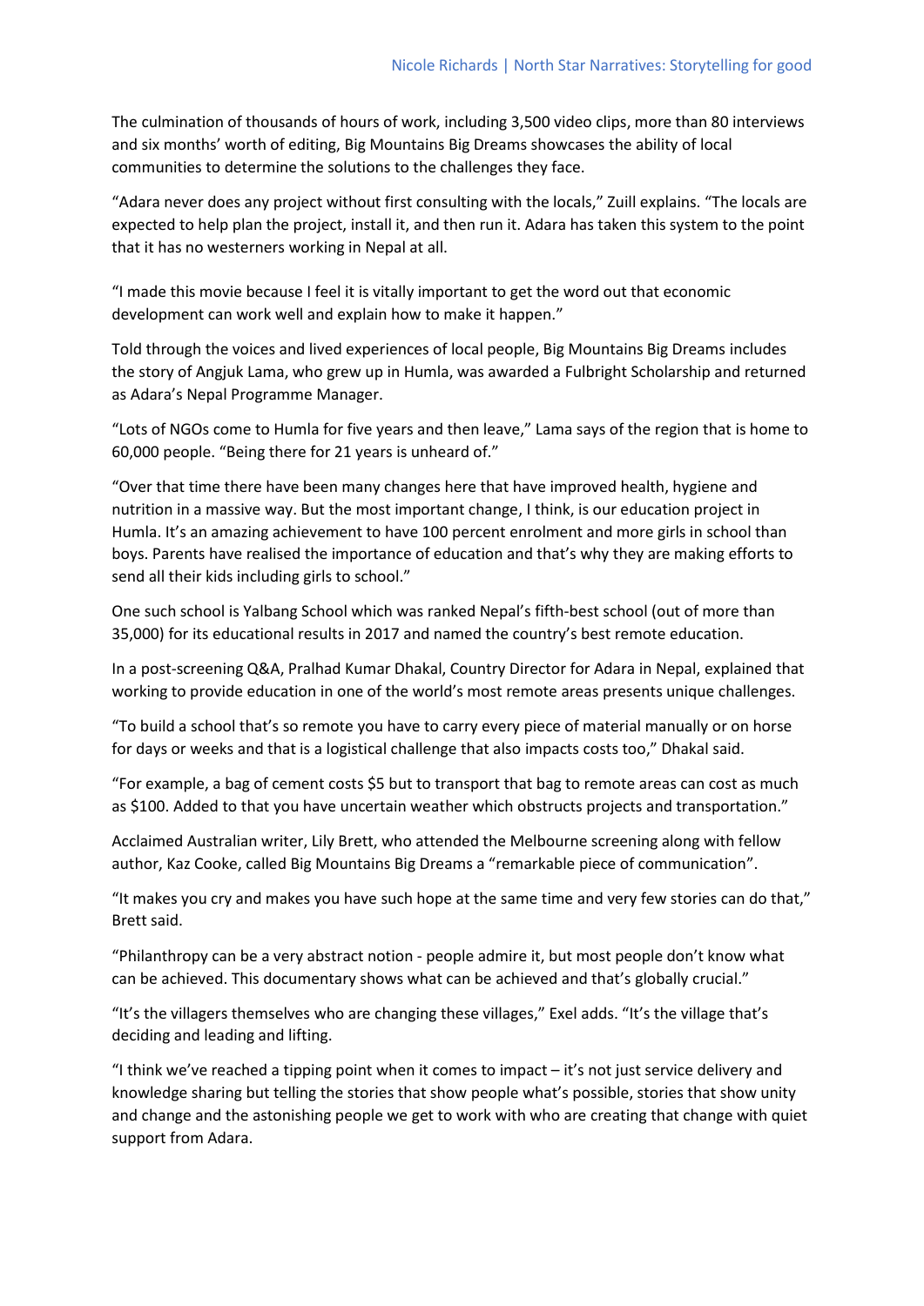The culmination of thousands of hours of work, including 3,500 video clips, more than 80 interviews and six months' worth of editing, Big Mountains Big Dreams showcases the ability of local communities to determine the solutions to the challenges they face.

"Adara never does any project without first consulting with the locals," Zuill explains. "The locals are expected to help plan the project, install it, and then run it. Adara has taken this system to the point that it has no westerners working in Nepal at all.

"I made this movie because I feel it is vitally important to get the word out that economic development can work well and explain how to make it happen."

Told through the voices and lived experiences of local people, Big Mountains Big Dreams includes the story of Angjuk Lama, who grew up in Humla, was awarded a Fulbright Scholarship and returned as Adara's Nepal Programme Manager.

"Lots of NGOs come to Humla for five years and then leave," Lama says of the region that is home to 60,000 people. "Being there for 21 years is unheard of."

"Over that time there have been many changes here that have improved health, hygiene and nutrition in a massive way. But the most important change, I think, is our education project in Humla. It's an amazing achievement to have 100 percent enrolment and more girls in school than boys. Parents have realised the importance of education and that's why they are making efforts to send all their kids including girls to school."

One such school is Yalbang School which was ranked Nepal's fifth-best school (out of more than 35,000) for its educational results in 2017 and named the country's best remote education.

In a post-screening Q&A, Pralhad Kumar Dhakal, Country Director for Adara in Nepal, explained that working to provide education in one of the world's most remote areas presents unique challenges.

"To build a school that's so remote you have to carry every piece of material manually or on horse for days or weeks and that is a logistical challenge that also impacts costs too," Dhakal said.

"For example, a bag of cement costs $5 but to transport that bag to remote areas can cost as much as $100. Added to that you have uncertain weather which obstructs projects and transportation."

Acclaimed Australian writer, Lily Brett, who attended the Melbourne screening along with fellow author, Kaz Cooke, called Big Mountains Big Dreams a "remarkable piece of communication".

"It makes you cry and makes you have such hope at the same time and very few stories can do that," Brett said.

"Philanthropy can be a very abstract notion - people admire it, but most people don't know what can be achieved. This documentary shows what can be achieved and that's globally crucial."

"It's the villagers themselves who are changing these villages," Exel adds. "It's the village that's deciding and leading and lifting.

"I think we've reached a tipping point when it comes to impact – it's not just service delivery and knowledge sharing but telling the stories that show people what's possible, stories that show unity and change and the astonishing people we get to work with who are creating that change with quiet support from Adara.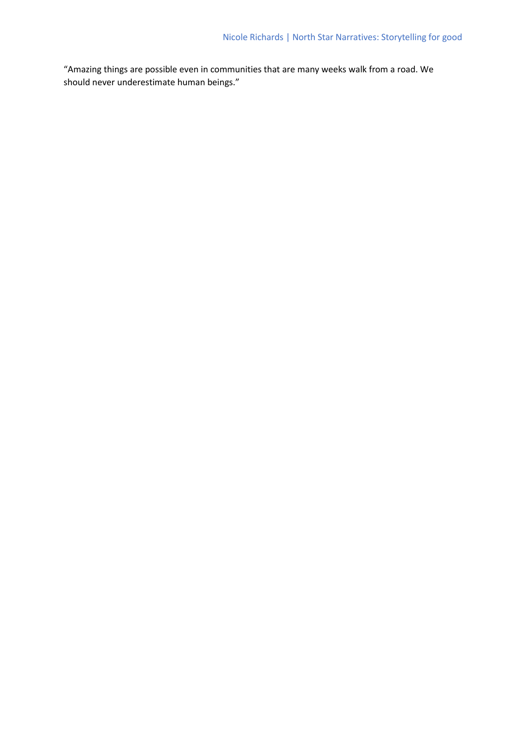"Amazing things are possible even in communities that are many weeks walk from a road. We should never underestimate human beings."